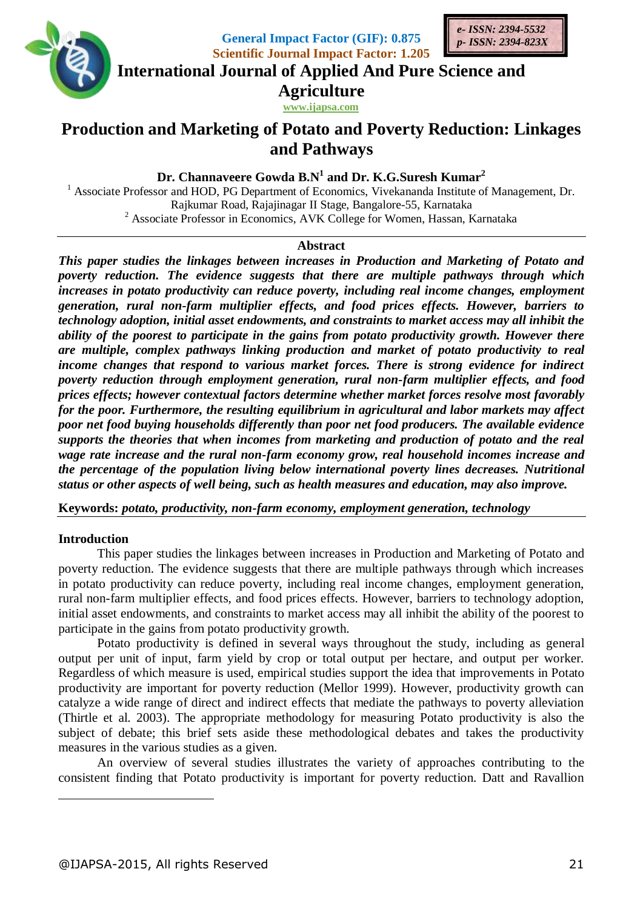General Impact Factor (GIF): 0.875
Scientific Journal Impact Factor: 1.205

e- ISSN: 2394-5532
p- ISSN: 2394-823X

International Journal of Applied And Pure Science and Agriculture

www.ijapsa.com

# Production and Marketing of Potato and Poverty Reduction: Linkages and Pathways

**Dr. Channaveere Gowda B.N[1] and Dr. K.G.Suresh Kumar[2]**

[1] Associate Professor and HOD, PG Department of Economics, Vivekananda Institute of Management, Dr. Rajkumar Road, Rajajinagar II Stage, Bangalore-55, Karnataka

[2] Associate Professor in Economics, AVK College for Women, Hassan, Karnataka

## Abstract

***This paper studies the linkages between increases in Production and Marketing of Potato and poverty reduction. The evidence suggests that there are multiple pathways through which increases in potato productivity can reduce poverty, including real income changes, employment generation, rural non-farm multiplier effects, and food prices effects. However, barriers to technology adoption, initial asset endowments, and constraints to market access may all inhibit the ability of the poorest to participate in the gains from potato productivity growth. However there are multiple, complex pathways linking production and market of potato productivity to real income changes that respond to various market forces. There is strong evidence for indirect poverty reduction through employment generation, rural non-farm multiplier effects, and food prices effects; however contextual factors determine whether market forces resolve most favorably for the poor. Furthermore, the resulting equilibrium in agricultural and labor markets may affect poor net food buying households differently than poor net food producers. The available evidence supports the theories that when incomes from marketing and production of potato and the real wage rate increase and the rural non-farm economy grow, real household incomes increase and the percentage of the population living below international poverty lines decreases. Nutritional status or other aspects of well being, such as health measures and education, may also improve.***

**Keywords:** *potato, productivity, non-farm economy, employment generation, technology*

## Introduction

This paper studies the linkages between increases in Production and Marketing of Potato and poverty reduction. The evidence suggests that there are multiple pathways through which increases in potato productivity can reduce poverty, including real income changes, employment generation, rural non-farm multiplier effects, and food prices effects. However, barriers to technology adoption, initial asset endowments, and constraints to market access may all inhibit the ability of the poorest to participate in the gains from potato productivity growth.

Potato productivity is defined in several ways throughout the study, including as general output per unit of input, farm yield by crop or total output per hectare, and output per worker. Regardless of which measure is used, empirical studies support the idea that improvements in Potato productivity are important for poverty reduction (Mellor 1999). However, productivity growth can catalyze a wide range of direct and indirect effects that mediate the pathways to poverty alleviation (Thirtle et al. 2003). The appropriate methodology for measuring Potato productivity is also the subject of debate; this brief sets aside these methodological debates and takes the productivity measures in the various studies as a given.

An overview of several studies illustrates the variety of approaches contributing to the consistent finding that Potato productivity is important for poverty reduction. Datt and Ravallion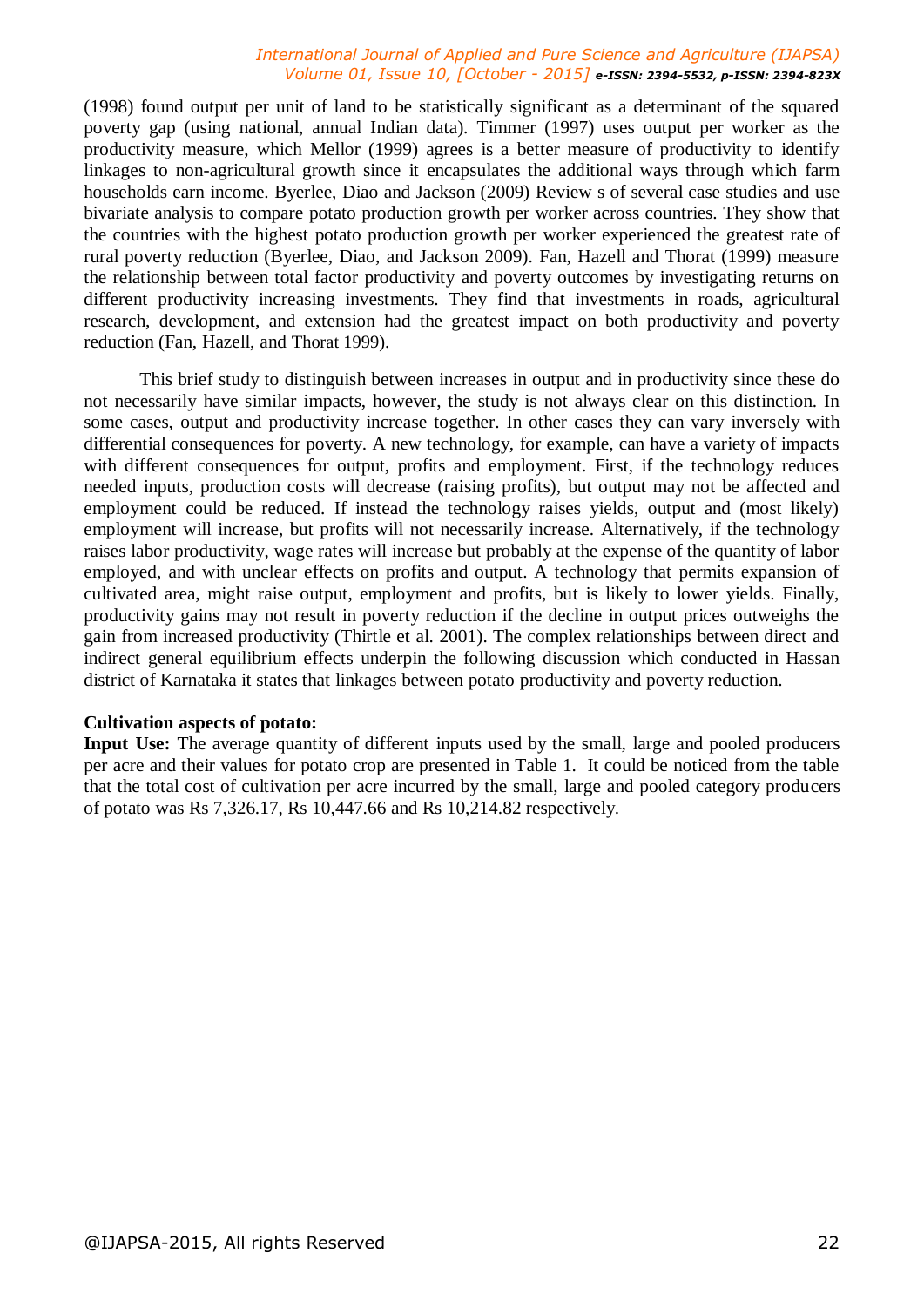(1998) found output per unit of land to be statistically significant as a determinant of the squared poverty gap (using national, annual Indian data). Timmer (1997) uses output per worker as the productivity measure, which Mellor (1999) agrees is a better measure of productivity to identify linkages to non-agricultural growth since it encapsulates the additional ways through which farm households earn income. Byerlee, Diao and Jackson (2009) Review s of several case studies and use bivariate analysis to compare potato production growth per worker across countries. They show that the countries with the highest potato production growth per worker experienced the greatest rate of rural poverty reduction (Byerlee, Diao, and Jackson 2009). Fan, Hazell and Thorat (1999) measure the relationship between total factor productivity and poverty outcomes by investigating returns on different productivity increasing investments. They find that investments in roads, agricultural research, development, and extension had the greatest impact on both productivity and poverty reduction (Fan, Hazell, and Thorat 1999).

This brief study to distinguish between increases in output and in productivity since these do not necessarily have similar impacts, however, the study is not always clear on this distinction. In some cases, output and productivity increase together. In other cases they can vary inversely with differential consequences for poverty. A new technology, for example, can have a variety of impacts with different consequences for output, profits and employment. First, if the technology reduces needed inputs, production costs will decrease (raising profits), but output may not be affected and employment could be reduced. If instead the technology raises yields, output and (most likely) employment will increase, but profits will not necessarily increase. Alternatively, if the technology raises labor productivity, wage rates will increase but probably at the expense of the quantity of labor employed, and with unclear effects on profits and output. A technology that permits expansion of cultivated area, might raise output, employment and profits, but is likely to lower yields. Finally, productivity gains may not result in poverty reduction if the decline in output prices outweighs the gain from increased productivity (Thirtle et al. 2001). The complex relationships between direct and indirect general equilibrium effects underpin the following discussion which conducted in Hassan district of Karnataka it states that linkages between potato productivity and poverty reduction.

**Cultivation aspects of potato:**

**Input Use:** The average quantity of different inputs used by the small, large and pooled producers per acre and their values for potato crop are presented in Table 1. It could be noticed from the table that the total cost of cultivation per acre incurred by the small, large and pooled category producers of potato was Rs 7,326.17, Rs 10,447.66 and Rs 10,214.82 respectively.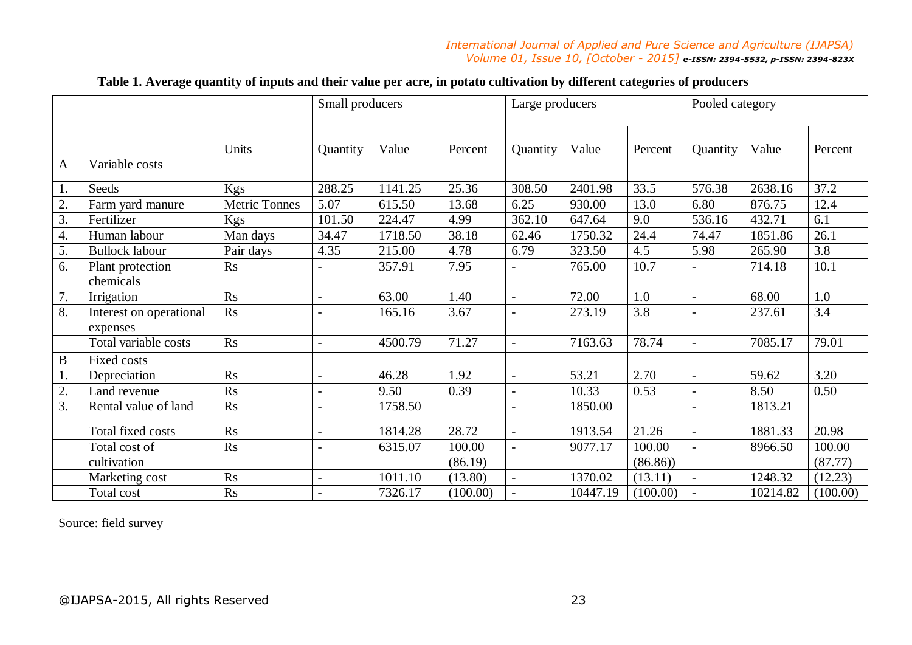**Table 1. Average quantity of inputs and their value per acre, in potato cultivation by different categories of producers**

| | | | Small producers | | | Large producers | | | Pooled category | | |
|---|---|---|---|---|---|---|---|---|---|---|---|
| | | Units | Quantity | Value | Percent | Quantity | Value | Percent | Quantity | Value | Percent |
| A | Variable costs | | | | | | | | | | |
| 1. | Seeds | Kgs | 288.25 | 1141.25 | 25.36 | 308.50 | 2401.98 | 33.5 | 576.38 | 2638.16 | 37.2 |
| 2. | Farm yard manure | Metric Tonnes | 5.07 | 615.50 | 13.68 | 6.25 | 930.00 | 13.0 | 6.80 | 876.75 | 12.4 |
| 3. | Fertilizer | Kgs | 101.50 | 224.47 | 4.99 | 362.10 | 647.64 | 9.0 | 536.16 | 432.71 | 6.1 |
| 4. | Human labour | Man days | 34.47 | 1718.50 | 38.18 | 62.46 | 1750.32 | 24.4 | 74.47 | 1851.86 | 26.1 |
| 5. | Bullock labour | Pair days | 4.35 | 215.00 | 4.78 | 6.79 | 323.50 | 4.5 | 5.98 | 265.90 | 3.8 |
| 6. | Plant protection chemicals | Rs | - | 357.91 | 7.95 | - | 765.00 | 10.7 | - | 714.18 | 10.1 |
| 7. | Irrigation | Rs | - | 63.00 | 1.40 | - | 72.00 | 1.0 | - | 68.00 | 1.0 |
| 8. | Interest on operational expenses | Rs | - | 165.16 | 3.67 | - | 273.19 | 3.8 | - | 237.61 | 3.4 |
| | Total variable costs | Rs | - | 4500.79 | 71.27 | - | 7163.63 | 78.74 | - | 7085.17 | 79.01 |
| B | Fixed costs | | | | | | | | | | |
| 1. | Depreciation | Rs | - | 46.28 | 1.92 | - | 53.21 | 2.70 | - | 59.62 | 3.20 |
| 2. | Land revenue | Rs | - | 9.50 | 0.39 | - | 10.33 | 0.53 | - | 8.50 | 0.50 |
| 3. | Rental value of land | Rs | - | 1758.50 | | - | 1850.00 | | - | 1813.21 | |
| | Total fixed costs | Rs | - | 1814.28 | 28.72 | - | 1913.54 | 21.26 | - | 1881.33 | 20.98 |
| | Total cost of cultivation | Rs | - | 6315.07 | 100.00 (86.19) | - | 9077.17 | 100.00 (86.86)) | - | 8966.50 | 100.00 (87.77) |
| | Marketing cost | Rs | - | 1011.10 | (13.80) | - | 1370.02 | (13.11) | - | 1248.32 | (12.23) |
| | Total cost | Rs | - | 7326.17 | (100.00) | - | 10447.19 | (100.00) | - | 10214.82 | (100.00) |

Source: field survey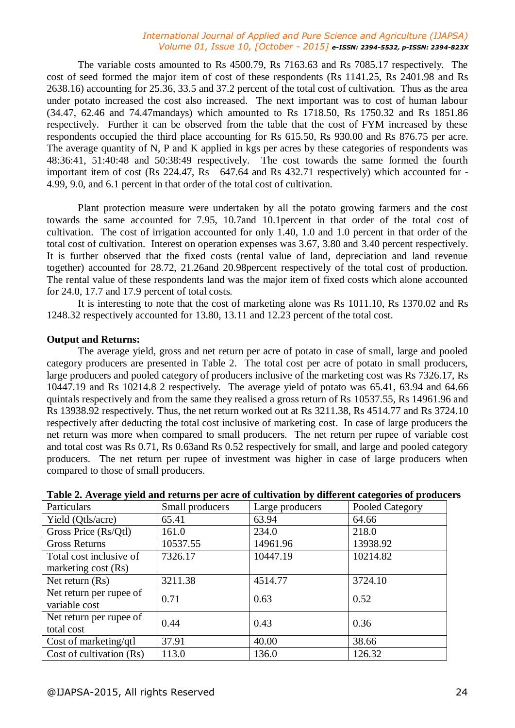The variable costs amounted to Rs 4500.79, Rs 7163.63 and Rs 7085.17 respectively. The cost of seed formed the major item of cost of these respondents (Rs 1141.25, Rs 2401.98 and Rs 2638.16) accounting for 25.36, 33.5 and 37.2 percent of the total cost of cultivation. Thus as the area under potato increased the cost also increased. The next important was to cost of human labour (34.47, 62.46 and 74.47mandays) which amounted to Rs 1718.50, Rs 1750.32 and Rs 1851.86 respectively. Further it can be observed from the table that the cost of FYM increased by these respondents occupied the third place accounting for Rs 615.50, Rs 930.00 and Rs 876.75 per acre. The average quantity of N, P and K applied in kgs per acres by these categories of respondents was 48:36:41, 51:40:48 and 50:38:49 respectively. The cost towards the same formed the fourth important item of cost (Rs 224.47, Rs 647.64 and Rs 432.71 respectively) which accounted for - 4.99, 9.0, and 6.1 percent in that order of the total cost of cultivation.

Plant protection measure were undertaken by all the potato growing farmers and the cost towards the same accounted for 7.95, 10.7and 10.1percent in that order of the total cost of cultivation. The cost of irrigation accounted for only 1.40, 1.0 and 1.0 percent in that order of the total cost of cultivation. Interest on operation expenses was 3.67, 3.80 and 3.40 percent respectively. It is further observed that the fixed costs (rental value of land, depreciation and land revenue together) accounted for 28.72, 21.26and 20.98percent respectively of the total cost of production. The rental value of these respondents land was the major item of fixed costs which alone accounted for 24.0, 17.7 and 17.9 percent of total costs.

It is interesting to note that the cost of marketing alone was Rs 1011.10, Rs 1370.02 and Rs 1248.32 respectively accounted for 13.80, 13.11 and 12.23 percent of the total cost.

**Output and Returns:**

The average yield, gross and net return per acre of potato in case of small, large and pooled category producers are presented in Table 2. The total cost per acre of potato in small producers, large producers and pooled category of producers inclusive of the marketing cost was Rs 7326.17, Rs 10447.19 and Rs 10214.8 2 respectively. The average yield of potato was 65.41, 63.94 and 64.66 quintals respectively and from the same they realised a gross return of Rs 10537.55, Rs 14961.96 and Rs 13938.92 respectively. Thus, the net return worked out at Rs 3211.38, Rs 4514.77 and Rs 3724.10 respectively after deducting the total cost inclusive of marketing cost. In case of large producers the net return was more when compared to small producers. The net return per rupee of variable cost and total cost was Rs 0.71, Rs 0.63and Rs 0.52 respectively for small, and large and pooled category producers. The net return per rupee of investment was higher in case of large producers when compared to those of small producers.

**Table 2. Average yield and returns per acre of cultivation by different categories of producers**

| Particulars | Small producers | Large producers | Pooled Category |
|---|---|---|---|
| Yield (Qtls/acre) | 65.41 | 63.94 | 64.66 |
| Gross Price (Rs/Qtl) | 161.0 | 234.0 | 218.0 |
| Gross Returns | 10537.55 | 14961.96 | 13938.92 |
| Total cost inclusive of marketing cost (Rs) | 7326.17 | 10447.19 | 10214.82 |
| Net return (Rs) | 3211.38 | 4514.77 | 3724.10 |
| Net return per rupee of variable cost | 0.71 | 0.63 | 0.52 |
| Net return per rupee of total cost | 0.44 | 0.43 | 0.36 |
| Cost of marketing/qtl | 37.91 | 40.00 | 38.66 |
| Cost of cultivation (Rs) | 113.0 | 136.0 | 126.32 |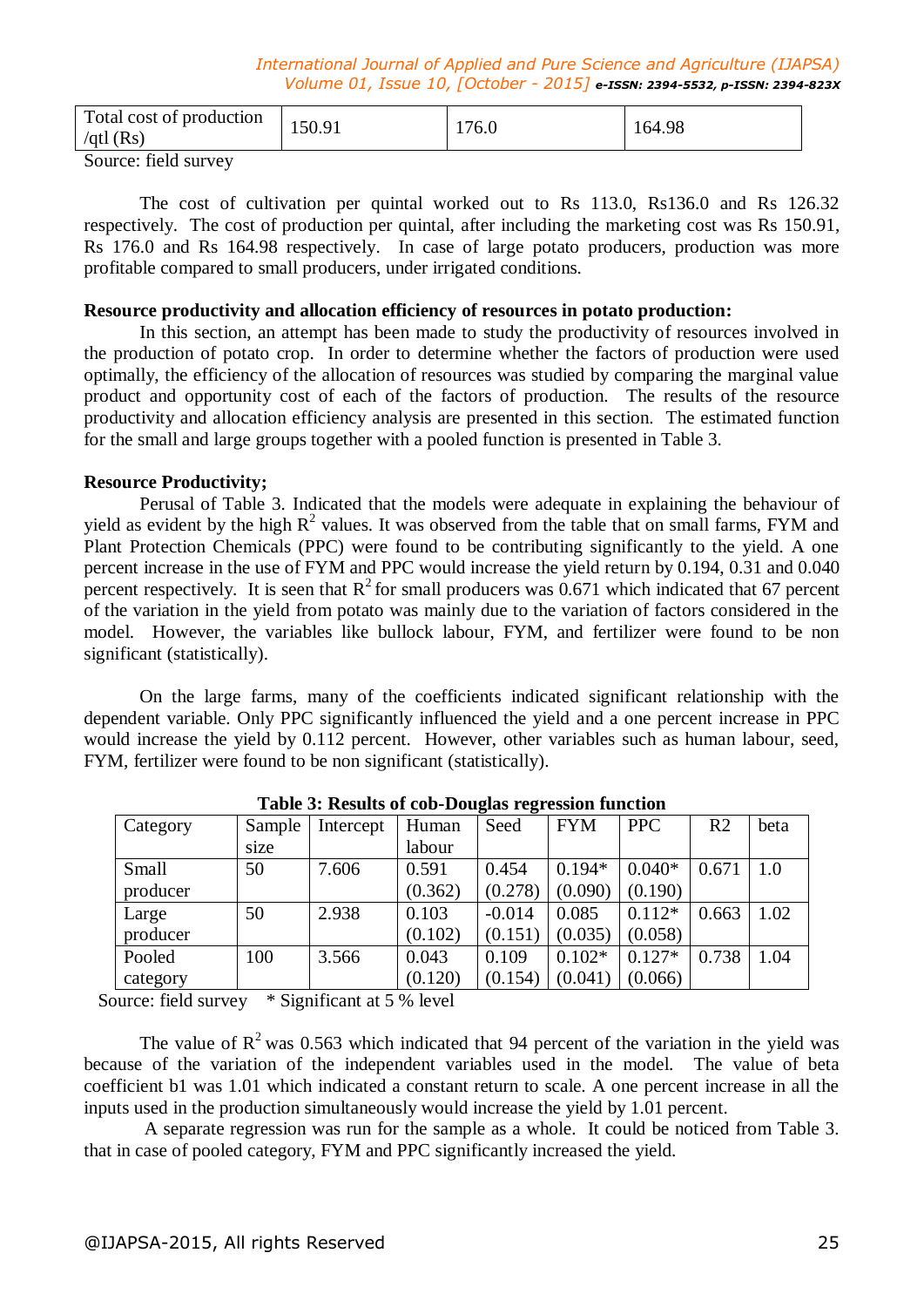| Total cost of production /qtl (Rs) | 150.91 | 176.0 | 164.98 |
|---|---|---|---|

Source: field survey

The cost of cultivation per quintal worked out to Rs 113.0, Rs136.0 and Rs 126.32 respectively. The cost of production per quintal, after including the marketing cost was Rs 150.91, Rs 176.0 and Rs 164.98 respectively. In case of large potato producers, production was more profitable compared to small producers, under irrigated conditions.

**Resource productivity and allocation efficiency of resources in potato production:**

In this section, an attempt has been made to study the productivity of resources involved in the production of potato crop. In order to determine whether the factors of production were used optimally, the efficiency of the allocation of resources was studied by comparing the marginal value product and opportunity cost of each of the factors of production. The results of the resource productivity and allocation efficiency analysis are presented in this section. The estimated function for the small and large groups together with a pooled function is presented in Table 3.

**Resource Productivity;**

Perusal of Table 3. Indicated that the models were adequate in explaining the behaviour of yield as evident by the high $R^2$ values. It was observed from the table that on small farms, FYM and Plant Protection Chemicals (PPC) were found to be contributing significantly to the yield. A one percent increase in the use of FYM and PPC would increase the yield return by 0.194, 0.31 and 0.040 percent respectively. It is seen that $R^2$ for small producers was 0.671 which indicated that 67 percent of the variation in the yield from potato was mainly due to the variation of factors considered in the model. However, the variables like bullock labour, FYM, and fertilizer were found to be non significant (statistically).

On the large farms, many of the coefficients indicated significant relationship with the dependent variable. Only PPC significantly influenced the yield and a one percent increase in PPC would increase the yield by 0.112 percent. However, other variables such as human labour, seed, FYM, fertilizer were found to be non significant (statistically).

**Table 3: Results of cob-Douglas regression function**

| Category | Sample size | Intercept | Human labour | Seed | FYM | PPC | R2 | beta |
|---|---|---|---|---|---|---|---|---|
| Small producer | 50 | 7.606 | 0.591 (0.362) | 0.454 (0.278) | 0.194* (0.090) | 0.040* (0.190) | 0.671 | 1.0 |
| Large producer | 50 | 2.938 | 0.103 (0.102) | -0.014 (0.151) | 0.085 (0.035) | 0.112* (0.058) | 0.663 | 1.02 |
| Pooled category | 100 | 3.566 | 0.043 (0.120) | 0.109 (0.154) | 0.102* (0.041) | 0.127* (0.066) | 0.738 | 1.04 |

Source: field survey * Significant at 5 % level

The value of $R^2$ was 0.563 which indicated that 94 percent of the variation in the yield was because of the variation of the independent variables used in the model. The value of beta coefficient b1 was 1.01 which indicated a constant return to scale. A one percent increase in all the inputs used in the production simultaneously would increase the yield by 1.01 percent.

A separate regression was run for the sample as a whole. It could be noticed from Table 3. that in case of pooled category, FYM and PPC significantly increased the yield.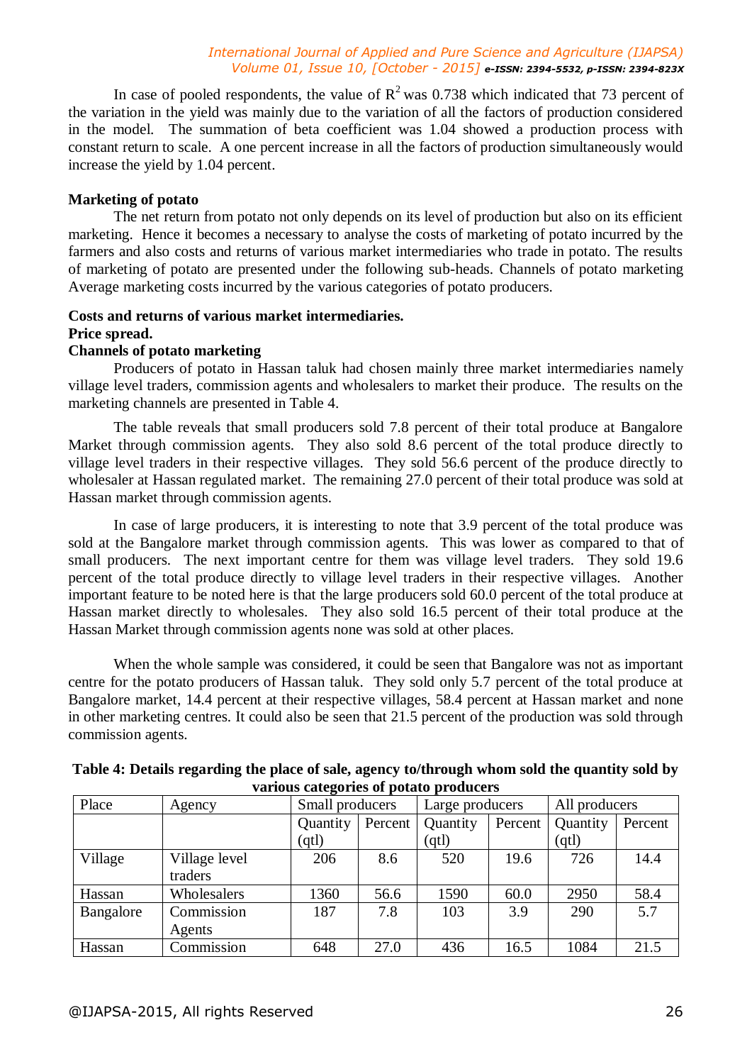In case of pooled respondents, the value of $R^2$ was 0.738 which indicated that 73 percent of the variation in the yield was mainly due to the variation of all the factors of production considered in the model. The summation of beta coefficient was 1.04 showed a production process with constant return to scale. A one percent increase in all the factors of production simultaneously would increase the yield by 1.04 percent.

**Marketing of potato**

The net return from potato not only depends on its level of production but also on its efficient marketing. Hence it becomes a necessary to analyse the costs of marketing of potato incurred by the farmers and also costs and returns of various market intermediaries who trade in potato. The results of marketing of potato are presented under the following sub-heads. Channels of potato marketing Average marketing costs incurred by the various categories of potato producers.

**Costs and returns of various market intermediaries.**

**Price spread.**

**Channels of potato marketing**

Producers of potato in Hassan taluk had chosen mainly three market intermediaries namely village level traders, commission agents and wholesalers to market their produce. The results on the marketing channels are presented in Table 4.

The table reveals that small producers sold 7.8 percent of their total produce at Bangalore Market through commission agents. They also sold 8.6 percent of the total produce directly to village level traders in their respective villages. They sold 56.6 percent of the produce directly to wholesaler at Hassan regulated market. The remaining 27.0 percent of their total produce was sold at Hassan market through commission agents.

In case of large producers, it is interesting to note that 3.9 percent of the total produce was sold at the Bangalore market through commission agents. This was lower as compared to that of small producers. The next important centre for them was village level traders. They sold 19.6 percent of the total produce directly to village level traders in their respective villages. Another important feature to be noted here is that the large producers sold 60.0 percent of the total produce at Hassan market directly to wholesales. They also sold 16.5 percent of their total produce at the Hassan Market through commission agents none was sold at other places.

When the whole sample was considered, it could be seen that Bangalore was not as important centre for the potato producers of Hassan taluk. They sold only 5.7 percent of the total produce at Bangalore market, 14.4 percent at their respective villages, 58.4 percent at Hassan market and none in other marketing centres. It could also be seen that 21.5 percent of the production was sold through commission agents.

**Table 4: Details regarding the place of sale, agency to/through whom sold the quantity sold by various categories of potato producers**

| Place | Agency | Small producers | | Large producers | | All producers | |
|---|---|---|---|---|---|---|---|
| | | Quantity (qtl) | Percent | Quantity (qtl) | Percent | Quantity (qtl) | Percent |
| Village | Village level traders | 206 | 8.6 | 520 | 19.6 | 726 | 14.4 |
| Hassan | Wholesalers | 1360 | 56.6 | 1590 | 60.0 | 2950 | 58.4 |
| Bangalore | Commission Agents | 187 | 7.8 | 103 | 3.9 | 290 | 5.7 |
| Hassan | Commission | 648 | 27.0 | 436 | 16.5 | 1084 | 21.5 |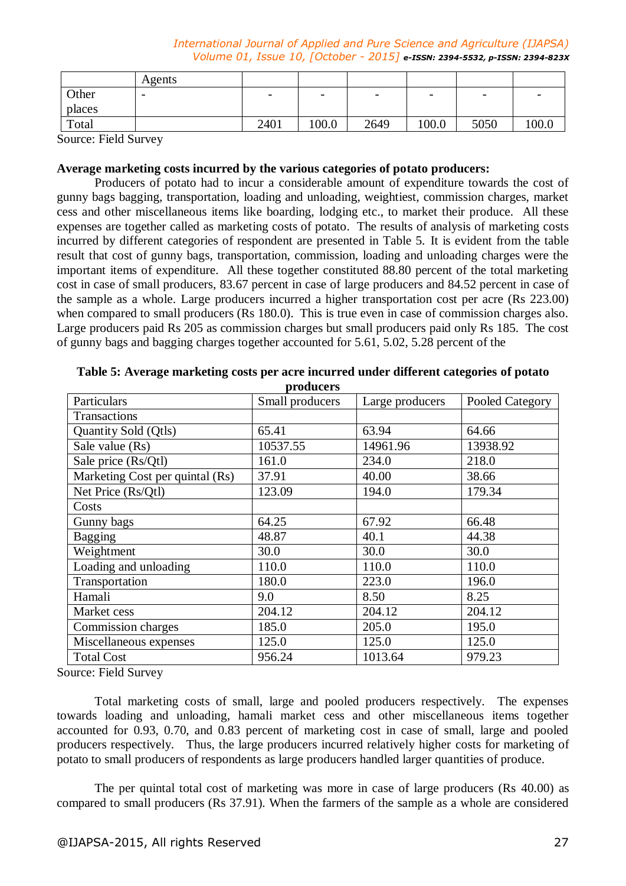| | Agents | | | | | | |
|---|---|---|---|---|---|---|---|
| Other places | - | - | - | - | - | - | - |
| Total | | 2401 | 100.0 | 2649 | 100.0 | 5050 | 100.0 |

Source: Field Survey

**Average marketing costs incurred by the various categories of potato producers:**

Producers of potato had to incur a considerable amount of expenditure towards the cost of gunny bags bagging, transportation, loading and unloading, weightiest, commission charges, market cess and other miscellaneous items like boarding, lodging etc., to market their produce. All these expenses are together called as marketing costs of potato. The results of analysis of marketing costs incurred by different categories of respondent are presented in Table 5. It is evident from the table result that cost of gunny bags, transportation, commission, loading and unloading charges were the important items of expenditure. All these together constituted 88.80 percent of the total marketing cost in case of small producers, 83.67 percent in case of large producers and 84.52 percent in case of the sample as a whole. Large producers incurred a higher transportation cost per acre (Rs 223.00) when compared to small producers (Rs 180.0). This is true even in case of commission charges also. Large producers paid Rs 205 as commission charges but small producers paid only Rs 185. The cost of gunny bags and bagging charges together accounted for 5.61, 5.02, 5.28 percent of the

**Table 5: Average marketing costs per acre incurred under different categories of potato producers**

| Particulars | Small producers | Large producers | Pooled Category |
|---|---|---|---|
| Transactions | | | |
| Quantity Sold (Qtls) | 65.41 | 63.94 | 64.66 |
| Sale value (Rs) | 10537.55 | 14961.96 | 13938.92 |
| Sale price (Rs/Qtl) | 161.0 | 234.0 | 218.0 |
| Marketing Cost per quintal (Rs) | 37.91 | 40.00 | 38.66 |
| Net Price (Rs/Qtl) | 123.09 | 194.0 | 179.34 |
| Costs | | | |
| Gunny bags | 64.25 | 67.92 | 66.48 |
| Bagging | 48.87 | 40.1 | 44.38 |
| Weightment | 30.0 | 30.0 | 30.0 |
| Loading and unloading | 110.0 | 110.0 | 110.0 |
| Transportation | 180.0 | 223.0 | 196.0 |
| Hamali | 9.0 | 8.50 | 8.25 |
| Market cess | 204.12 | 204.12 | 204.12 |
| Commission charges | 185.0 | 205.0 | 195.0 |
| Miscellaneous expenses | 125.0 | 125.0 | 125.0 |
| Total Cost | 956.24 | 1013.64 | 979.23 |

Source: Field Survey

Total marketing costs of small, large and pooled producers respectively. The expenses towards loading and unloading, hamali market cess and other miscellaneous items together accounted for 0.93, 0.70, and 0.83 percent of marketing cost in case of small, large and pooled producers respectively. Thus, the large producers incurred relatively higher costs for marketing of potato to small producers of respondents as large producers handled larger quantities of produce.

The per quintal total cost of marketing was more in case of large producers (Rs 40.00) as compared to small producers (Rs 37.91). When the farmers of the sample as a whole are considered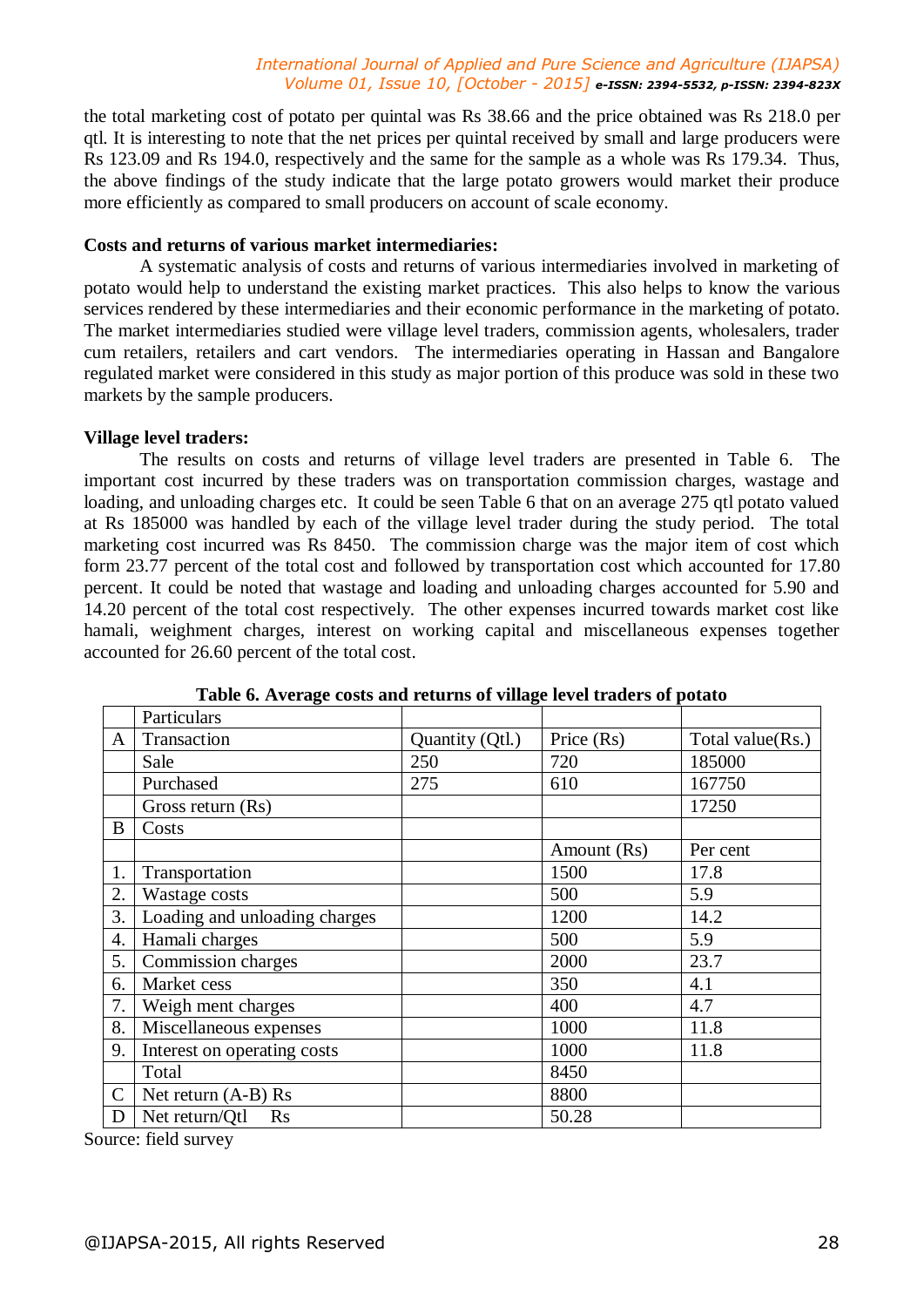the total marketing cost of potato per quintal was Rs 38.66 and the price obtained was Rs 218.0 per qtl. It is interesting to note that the net prices per quintal received by small and large producers were Rs 123.09 and Rs 194.0, respectively and the same for the sample as a whole was Rs 179.34. Thus, the above findings of the study indicate that the large potato growers would market their produce more efficiently as compared to small producers on account of scale economy.

**Costs and returns of various market intermediaries:**

A systematic analysis of costs and returns of various intermediaries involved in marketing of potato would help to understand the existing market practices. This also helps to know the various services rendered by these intermediaries and their economic performance in the marketing of potato. The market intermediaries studied were village level traders, commission agents, wholesalers, trader cum retailers, retailers and cart vendors. The intermediaries operating in Hassan and Bangalore regulated market were considered in this study as major portion of this produce was sold in these two markets by the sample producers.

**Village level traders:**

The results on costs and returns of village level traders are presented in Table 6. The important cost incurred by these traders was on transportation commission charges, wastage and loading, and unloading charges etc. It could be seen Table 6 that on an average 275 qtl potato valued at Rs 185000 was handled by each of the village level trader during the study period. The total marketing cost incurred was Rs 8450. The commission charge was the major item of cost which form 23.77 percent of the total cost and followed by transportation cost which accounted for 17.80 percent. It could be noted that wastage and loading and unloading charges accounted for 5.90 and 14.20 percent of the total cost respectively. The other expenses incurred towards market cost like hamali, weighment charges, interest on working capital and miscellaneous expenses together accounted for 26.60 percent of the total cost.

**Table 6. Average costs and returns of village level traders of potato**

| | Particulars | | | |
|---|---|---|---|---|
| A | Transaction | Quantity (Qtl.) | Price (Rs) | Total value(Rs.) |
| | Sale | 250 | 720 | 185000 |
| | Purchased | 275 | 610 | 167750 |
| | Gross return (Rs) | | | 17250 |
| B | Costs | | | |
| | | | Amount (Rs) | Per cent |
| 1. | Transportation | | 1500 | 17.8 |
| 2. | Wastage costs | | 500 | 5.9 |
| 3. | Loading and unloading charges | | 1200 | 14.2 |
| 4. | Hamali charges | | 500 | 5.9 |
| 5. | Commission charges | | 2000 | 23.7 |
| 6. | Market cess | | 350 | 4.1 |
| 7. | Weigh ment charges | | 400 | 4.7 |
| 8. | Miscellaneous expenses | | 1000 | 11.8 |
| 9. | Interest on operating costs | | 1000 | 11.8 |
| | Total | | 8450 | |
| C | Net return (A-B) Rs | | 8800 | |
| D | Net return/Qtl Rs | | 50.28 | |

Source: field survey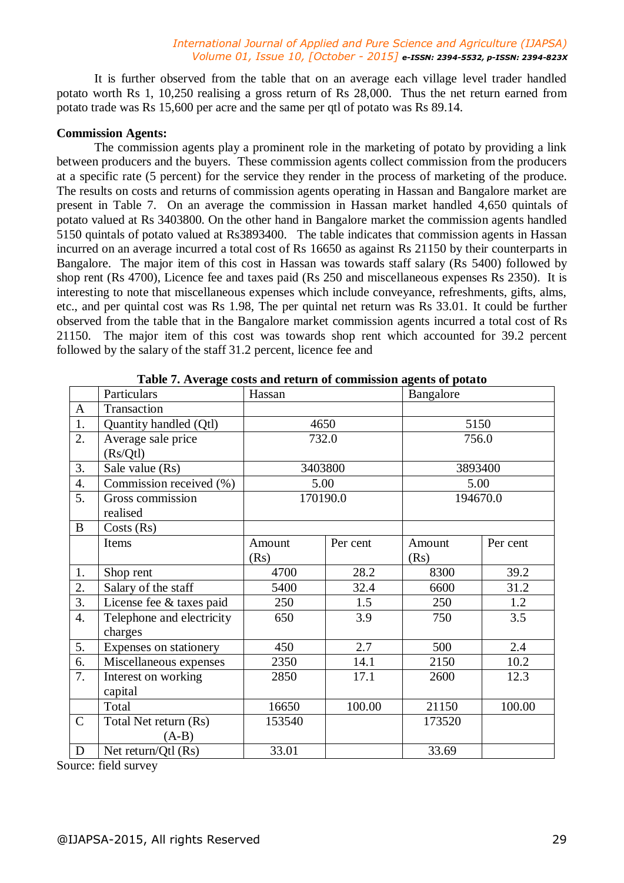It is further observed from the table that on an average each village level trader handled potato worth Rs 1, 10,250 realising a gross return of Rs 28,000. Thus the net return earned from potato trade was Rs 15,600 per acre and the same per qtl of potato was Rs 89.14.

**Commission Agents:**

The commission agents play a prominent role in the marketing of potato by providing a link between producers and the buyers. These commission agents collect commission from the producers at a specific rate (5 percent) for the service they render in the process of marketing of the produce. The results on costs and returns of commission agents operating in Hassan and Bangalore market are present in Table 7. On an average the commission in Hassan market handled 4,650 quintals of potato valued at Rs 3403800. On the other hand in Bangalore market the commission agents handled 5150 quintals of potato valued at Rs3893400. The table indicates that commission agents in Hassan incurred on an average incurred a total cost of Rs 16650 as against Rs 21150 by their counterparts in Bangalore. The major item of this cost in Hassan was towards staff salary (Rs 5400) followed by shop rent (Rs 4700), Licence fee and taxes paid (Rs 250 and miscellaneous expenses Rs 2350). It is interesting to note that miscellaneous expenses which include conveyance, refreshments, gifts, alms, etc., and per quintal cost was Rs 1.98, The per quintal net return was Rs 33.01. It could be further observed from the table that in the Bangalore market commission agents incurred a total cost of Rs 21150. The major item of this cost was towards shop rent which accounted for 39.2 percent followed by the salary of the staff 31.2 percent, licence fee and

**Table 7. Average costs and return of commission agents of potato**

| | Particulars | Hassan | | Bangalore | |
|---|---|---|---|---|---|
| A | Transaction | | | | |
| 1. | Quantity handled (Qtl) | 4650 | | 5150 | |
| 2. | Average sale price (Rs/Qtl) | 732.0 | | 756.0 | |
| 3. | Sale value (Rs) | 3403800 | | 3893400 | |
| 4. | Commission received (%) | 5.00 | | 5.00 | |
| 5. | Gross commission realised | 170190.0 | | 194670.0 | |
| B | Costs (Rs) | | | | |
| | Items | Amount (Rs) | Per cent | Amount (Rs) | Per cent |
| 1. | Shop rent | 4700 | 28.2 | 8300 | 39.2 |
| 2. | Salary of the staff | 5400 | 32.4 | 6600 | 31.2 |
| 3. | License fee & taxes paid | 250 | 1.5 | 250 | 1.2 |
| 4. | Telephone and electricity charges | 650 | 3.9 | 750 | 3.5 |
| 5. | Expenses on stationery | 450 | 2.7 | 500 | 2.4 |
| 6. | Miscellaneous expenses | 2350 | 14.1 | 2150 | 10.2 |
| 7. | Interest on working capital | 2850 | 17.1 | 2600 | 12.3 |
| | Total | 16650 | 100.00 | 21150 | 100.00 |
| C | Total Net return (Rs) (A-B) | 153540 | | 173520 | |
| D | Net return/Qtl (Rs) | 33.01 | | 33.69 | |

Source: field survey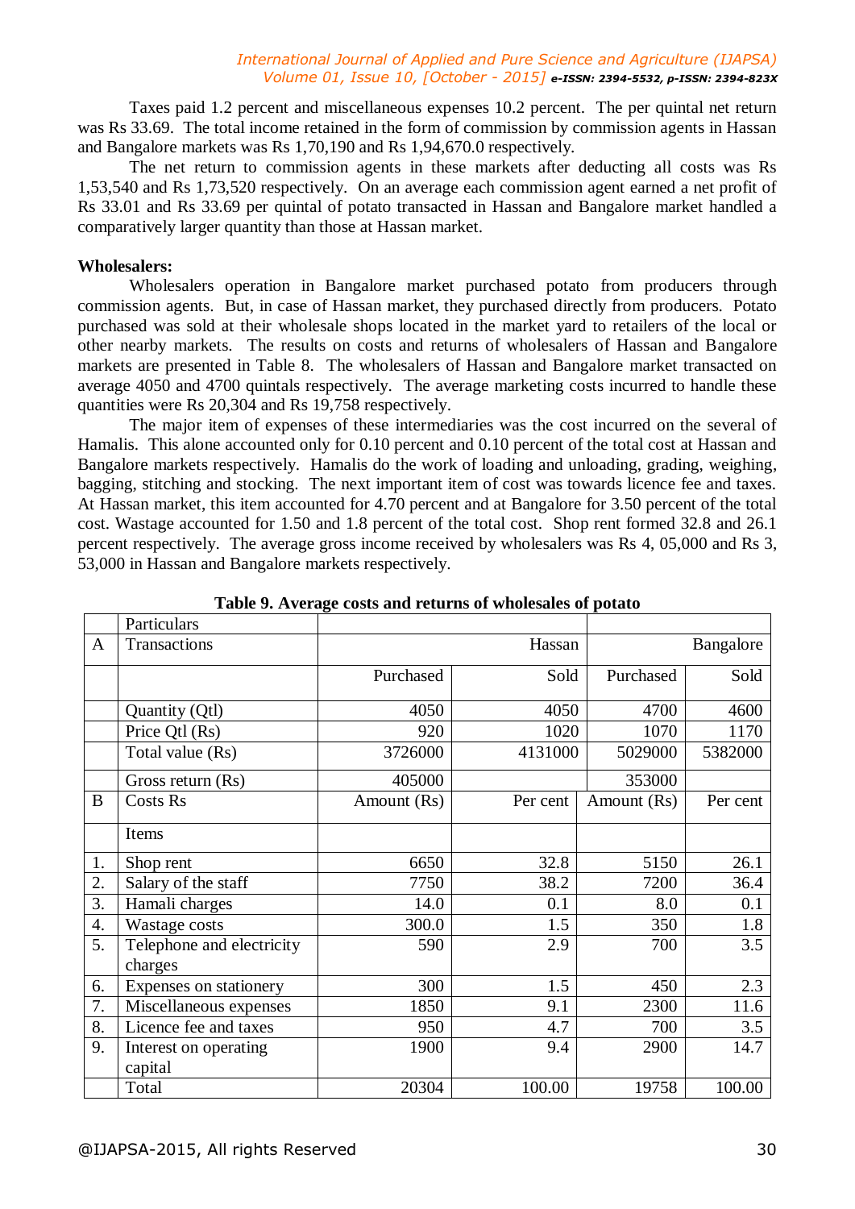Taxes paid 1.2 percent and miscellaneous expenses 10.2 percent. The per quintal net return was Rs 33.69. The total income retained in the form of commission by commission agents in Hassan and Bangalore markets was Rs 1,70,190 and Rs 1,94,670.0 respectively.

The net return to commission agents in these markets after deducting all costs was Rs 1,53,540 and Rs 1,73,520 respectively. On an average each commission agent earned a net profit of Rs 33.01 and Rs 33.69 per quintal of potato transacted in Hassan and Bangalore market handled a comparatively larger quantity than those at Hassan market.

**Wholesalers:**

Wholesalers operation in Bangalore market purchased potato from producers through commission agents. But, in case of Hassan market, they purchased directly from producers. Potato purchased was sold at their wholesale shops located in the market yard to retailers of the local or other nearby markets. The results on costs and returns of wholesalers of Hassan and Bangalore markets are presented in Table 8. The wholesalers of Hassan and Bangalore market transacted on average 4050 and 4700 quintals respectively. The average marketing costs incurred to handle these quantities were Rs 20,304 and Rs 19,758 respectively.

The major item of expenses of these intermediaries was the cost incurred on the several of Hamalis. This alone accounted only for 0.10 percent and 0.10 percent of the total cost at Hassan and Bangalore markets respectively. Hamalis do the work of loading and unloading, grading, weighing, bagging, stitching and stocking. The next important item of cost was towards licence fee and taxes. At Hassan market, this item accounted for 4.70 percent and at Bangalore for 3.50 percent of the total cost. Wastage accounted for 1.50 and 1.8 percent of the total cost. Shop rent formed 32.8 and 26.1 percent respectively. The average gross income received by wholesalers was Rs 4, 05,000 and Rs 3, 53,000 in Hassan and Bangalore markets respectively.

**Table 9. Average costs and returns of wholesales of potato**

| | Particulars | | | | |
|---|---|---|---|---|---|
| A | Transactions | Hassan | | Bangalore | |
| | | Purchased | Sold | Purchased | Sold |
| | Quantity (Qtl) | 4050 | 4050 | 4700 | 4600 |
| | Price Qtl (Rs) | 920 | 1020 | 1070 | 1170 |
| | Total value (Rs) | 3726000 | 4131000 | 5029000 | 5382000 |
| | Gross return (Rs) | 405000 | | 353000 | |
| B | Costs Rs | Amount (Rs) | Per cent | Amount (Rs) | Per cent |
| | Items | | | | |
| 1. | Shop rent | 6650 | 32.8 | 5150 | 26.1 |
| 2. | Salary of the staff | 7750 | 38.2 | 7200 | 36.4 |
| 3. | Hamali charges | 14.0 | 0.1 | 8.0 | 0.1 |
| 4. | Wastage costs | 300.0 | 1.5 | 350 | 1.8 |
| 5. | Telephone and electricity charges | 590 | 2.9 | 700 | 3.5 |
| 6. | Expenses on stationery | 300 | 1.5 | 450 | 2.3 |
| 7. | Miscellaneous expenses | 1850 | 9.1 | 2300 | 11.6 |
| 8. | Licence fee and taxes | 950 | 4.7 | 700 | 3.5 |
| 9. | Interest on operating capital | 1900 | 9.4 | 2900 | 14.7 |
| | Total | 20304 | 100.00 | 19758 | 100.00 |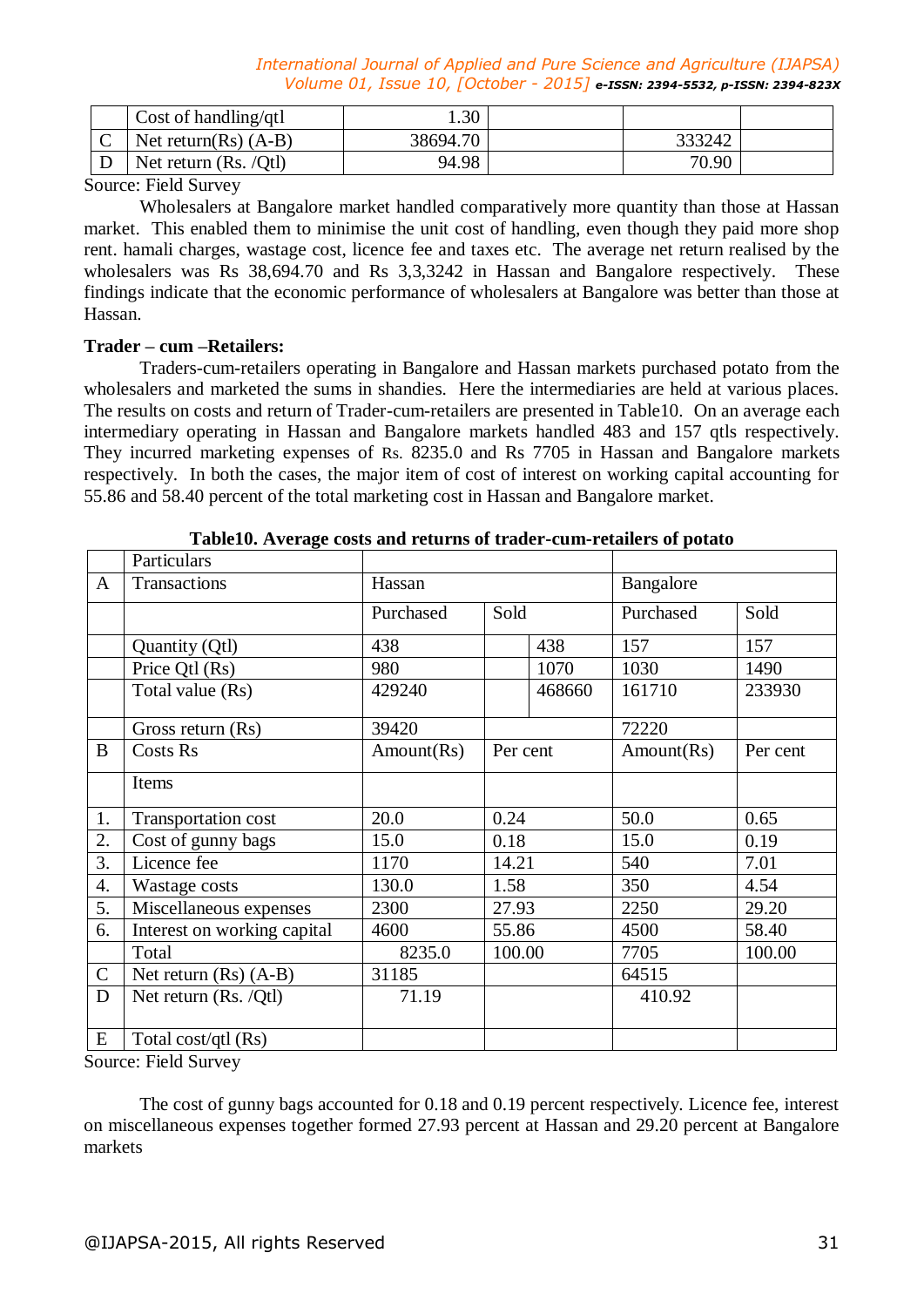| | Cost of handling/qtl | 1.30 | | | |
|---|---|---|---|---|---|
| C | Net return(Rs) (A-B) | 38694.70 | | 333242 | |
| D | Net return (Rs. /Qtl) | 94.98 | | 70.90 | |

Source: Field Survey

Wholesalers at Bangalore market handled comparatively more quantity than those at Hassan market. This enabled them to minimise the unit cost of handling, even though they paid more shop rent. hamali charges, wastage cost, licence fee and taxes etc. The average net return realised by the wholesalers was Rs 38,694.70 and Rs 3,3,3242 in Hassan and Bangalore respectively. These findings indicate that the economic performance of wholesalers at Bangalore was better than those at Hassan.

**Trader – cum –Retailers:**

Traders-cum-retailers operating in Bangalore and Hassan markets purchased potato from the wholesalers and marketed the sums in shandies. Here the intermediaries are held at various places. The results on costs and return of Trader-cum-retailers are presented in Table10. On an average each intermediary operating in Hassan and Bangalore markets handled 483 and 157 qtls respectively. They incurred marketing expenses of Rs. 8235.0 and Rs 7705 in Hassan and Bangalore markets respectively. In both the cases, the major item of cost of interest on working capital accounting for 55.86 and 58.40 percent of the total marketing cost in Hassan and Bangalore market.

**Table10. Average costs and returns of trader-cum-retailers of potato**

| | Particulars | | | | | |
|---|---|---|---|---|---|---|
| A | Transactions | Hassan | | | Bangalore | |
| | | Purchased | Sold | | Purchased | Sold |
| | Quantity (Qtl) | 438 | | 438 | 157 | 157 |
| | Price Qtl (Rs) | 980 | | 1070 | 1030 | 1490 |
| | Total value (Rs) | 429240 | | 468660 | 161710 | 233930 |
| | Gross return (Rs) | 39420 | | | 72220 | |
| B | Costs Rs | Amount(Rs) | Per cent | | Amount(Rs) | Per cent |
| | Items | | | | | |
| 1. | Transportation cost | 20.0 | 0.24 | | 50.0 | 0.65 |
| 2. | Cost of gunny bags | 15.0 | 0.18 | | 15.0 | 0.19 |
| 3. | Licence fee | 1170 | 14.21 | | 540 | 7.01 |
| 4. | Wastage costs | 130.0 | 1.58 | | 350 | 4.54 |
| 5. | Miscellaneous expenses | 2300 | 27.93 | | 2250 | 29.20 |
| 6. | Interest on working capital | 4600 | 55.86 | | 4500 | 58.40 |
| | Total | 8235.0 | 100.00 | | 7705 | 100.00 |
| C | Net return (Rs) (A-B) | 31185 | | | 64515 | |
| D | Net return (Rs. /Qtl) | 71.19 | | | 410.92 | |
| E | Total cost/qtl (Rs) | | | | | |

Source: Field Survey

The cost of gunny bags accounted for 0.18 and 0.19 percent respectively. Licence fee, interest on miscellaneous expenses together formed 27.93 percent at Hassan and 29.20 percent at Bangalore markets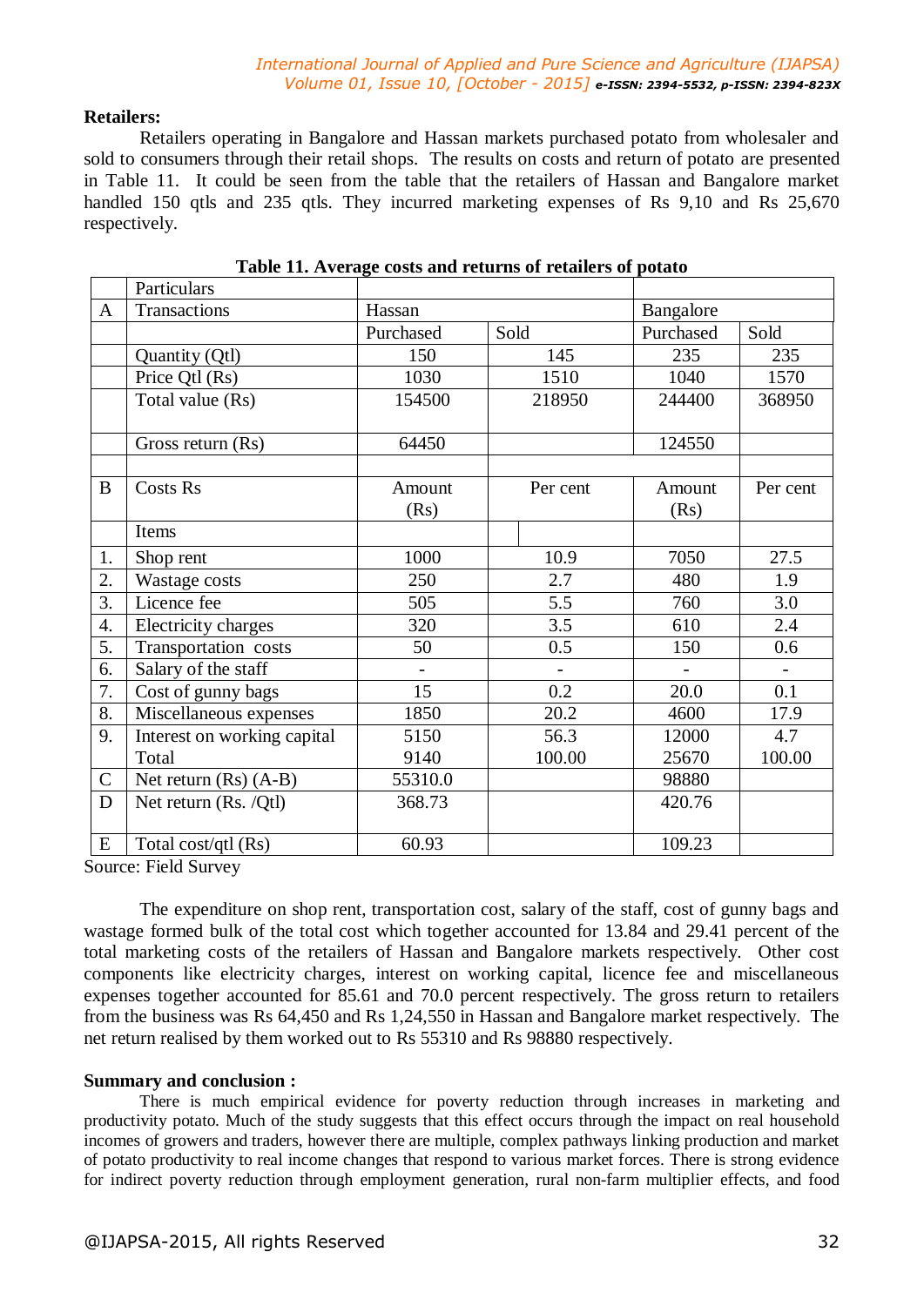**Retailers:**

Retailers operating in Bangalore and Hassan markets purchased potato from wholesaler and sold to consumers through their retail shops. The results on costs and return of potato are presented in Table 11. It could be seen from the table that the retailers of Hassan and Bangalore market handled 150 qtls and 235 qtls. They incurred marketing expenses of Rs 9,10 and Rs 25,670 respectively.

**Table 11. Average costs and returns of retailers of potato**

| | Particulars | | | | |
|---|---|---|---|---|---|
| A | Transactions | Hassan | | Bangalore | |
| | | Purchased | Sold | Purchased | Sold |
| | Quantity (Qtl) | 150 | 145 | 235 | 235 |
| | Price Qtl (Rs) | 1030 | 1510 | 1040 | 1570 |
| | Total value (Rs) | 154500 | 218950 | 244400 | 368950 |
| | Gross return (Rs) | 64450 | | 124550 | |
| | | | | | |
| B | Costs Rs | Amount (Rs) | Per cent | Amount (Rs) | Per cent |
| | Items | | | | |
| 1. | Shop rent | 1000 | 10.9 | 7050 | 27.5 |
| 2. | Wastage costs | 250 | 2.7 | 480 | 1.9 |
| 3. | Licence fee | 505 | 5.5 | 760 | 3.0 |
| 4. | Electricity charges | 320 | 3.5 | 610 | 2.4 |
| 5. | Transportation costs | 50 | 0.5 | 150 | 0.6 |
| 6. | Salary of the staff | - | - | - | - |
| 7. | Cost of gunny bags | 15 | 0.2 | 20.0 | 0.1 |
| 8. | Miscellaneous expenses | 1850 | 20.2 | 4600 | 17.9 |
| 9. | Interest on working capital | 5150 | 56.3 | 12000 | 4.7 |
| | Total | 9140 | 100.00 | 25670 | 100.00 |
| C | Net return (Rs) (A-B) | 55310.0 | | 98880 | |
| D | Net return (Rs. /Qtl) | 368.73 | | 420.76 | |
| E | Total cost/qtl (Rs) | 60.93 | | 109.23 | |

Source: Field Survey

The expenditure on shop rent, transportation cost, salary of the staff, cost of gunny bags and wastage formed bulk of the total cost which together accounted for 13.84 and 29.41 percent of the total marketing costs of the retailers of Hassan and Bangalore markets respectively. Other cost components like electricity charges, interest on working capital, licence fee and miscellaneous expenses together accounted for 85.61 and 70.0 percent respectively. The gross return to retailers from the business was Rs 64,450 and Rs 1,24,550 in Hassan and Bangalore market respectively. The net return realised by them worked out to Rs 55310 and Rs 98880 respectively.

**Summary and conclusion :**

There is much empirical evidence for poverty reduction through increases in marketing and productivity potato. Much of the study suggests that this effect occurs through the impact on real household incomes of growers and traders, however there are multiple, complex pathways linking production and market of potato productivity to real income changes that respond to various market forces. There is strong evidence for indirect poverty reduction through employment generation, rural non-farm multiplier effects, and food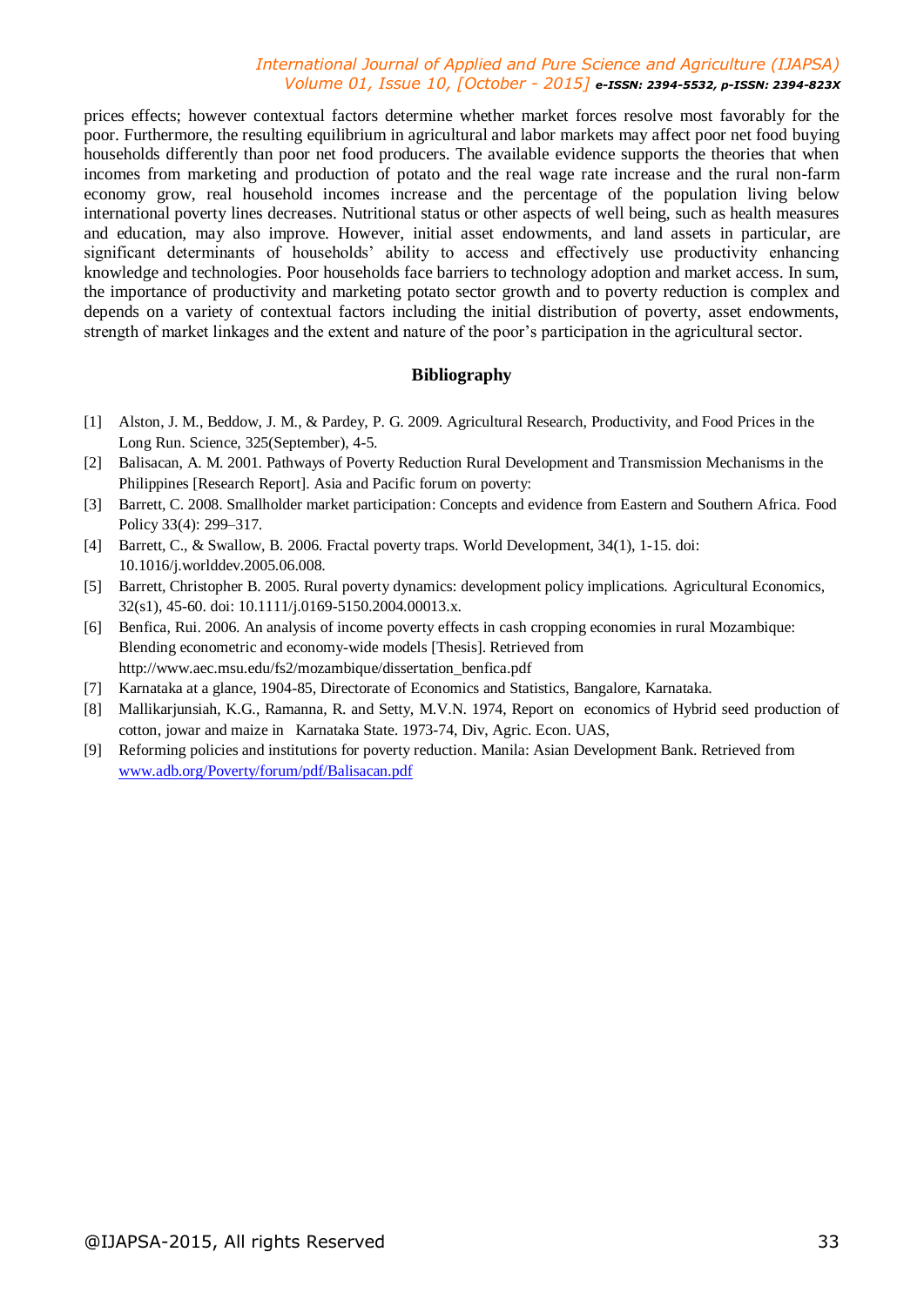prices effects; however contextual factors determine whether market forces resolve most favorably for the poor. Furthermore, the resulting equilibrium in agricultural and labor markets may affect poor net food buying households differently than poor net food producers. The available evidence supports the theories that when incomes from marketing and production of potato and the real wage rate increase and the rural non-farm economy grow, real household incomes increase and the percentage of the population living below international poverty lines decreases. Nutritional status or other aspects of well being, such as health measures and education, may also improve. However, initial asset endowments, and land assets in particular, are significant determinants of households' ability to access and effectively use productivity enhancing knowledge and technologies. Poor households face barriers to technology adoption and market access. In sum, the importance of productivity and marketing potato sector growth and to poverty reduction is complex and depends on a variety of contextual factors including the initial distribution of poverty, asset endowments, strength of market linkages and the extent and nature of the poor's participation in the agricultural sector.

## Bibliography

[1] Alston, J. M., Beddow, J. M., & Pardey, P. G. 2009. Agricultural Research, Productivity, and Food Prices in the Long Run. Science, 325(September), 4-5.

[2] Balisacan, A. M. 2001. Pathways of Poverty Reduction Rural Development and Transmission Mechanisms in the Philippines [Research Report]. Asia and Pacific forum on poverty:

[3] Barrett, C. 2008. Smallholder market participation: Concepts and evidence from Eastern and Southern Africa. Food Policy 33(4): 299–317.

[4] Barrett, C., & Swallow, B. 2006. Fractal poverty traps. World Development, 34(1), 1-15. doi: 10.1016/j.worlddev.2005.06.008.

[5] Barrett, Christopher B. 2005. Rural poverty dynamics: development policy implications. Agricultural Economics, 32(s1), 45-60. doi: 10.1111/j.0169-5150.2004.00013.x.

[6] Benfica, Rui. 2006. An analysis of income poverty effects in cash cropping economies in rural Mozambique: Blending econometric and economy-wide models [Thesis]. Retrieved from http://www.aec.msu.edu/fs2/mozambique/dissertation_benfica.pdf

[7] Karnataka at a glance, 1904-85, Directorate of Economics and Statistics, Bangalore, Karnataka.

[8] Mallikarjunsiah, K.G., Ramanna, R. and Setty, M.V.N. 1974, Report on economics of Hybrid seed production of cotton, jowar and maize in Karnataka State. 1973-74, Div, Agric. Econ. UAS,

[9] Reforming policies and institutions for poverty reduction. Manila: Asian Development Bank. Retrieved from www.adb.org/Poverty/forum/pdf/Balisacan.pdf